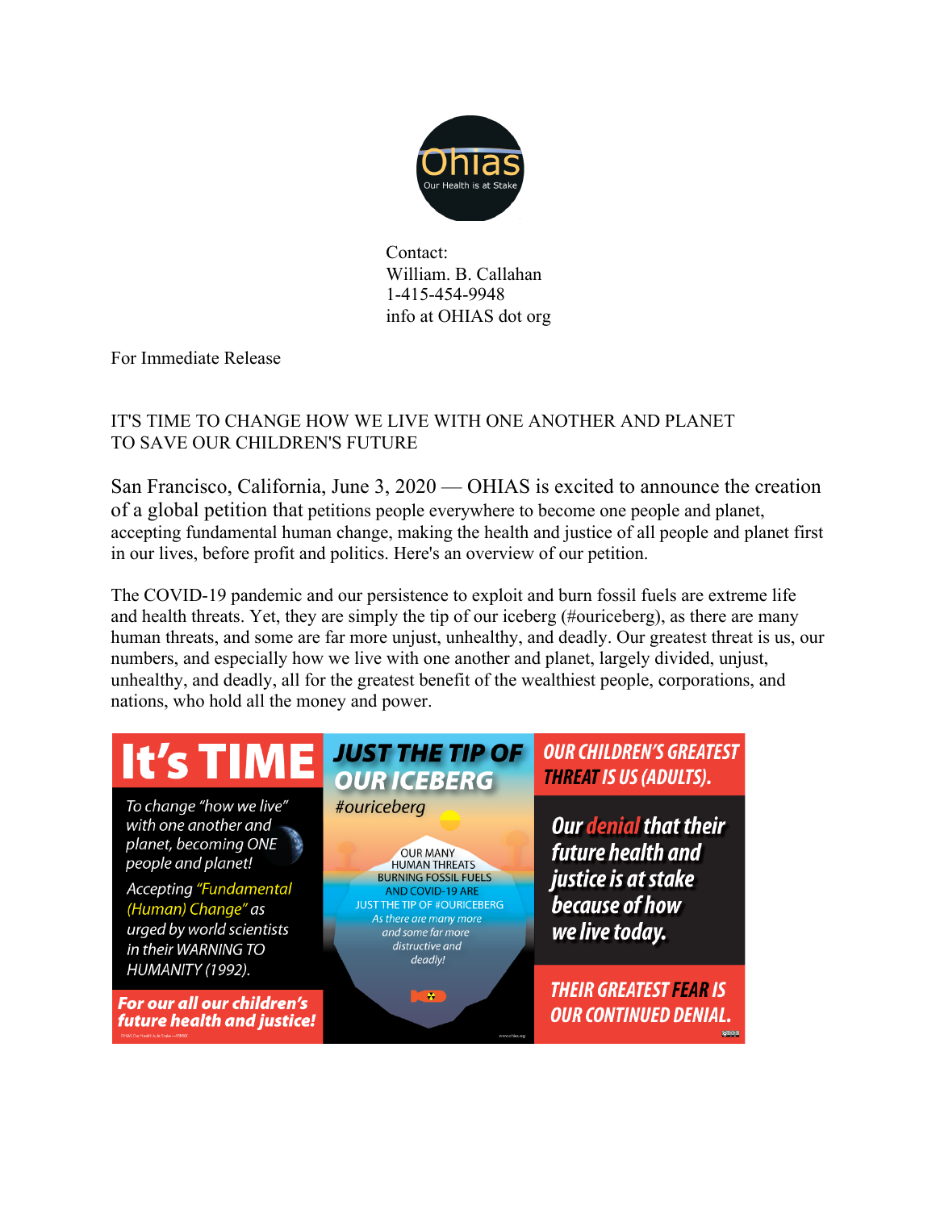Ohias
Our Health is at Stake

Contact:
William. B. Callahan
1-415-454-9948
info at OHIAS dot org

For Immediate Release

IT'S TIME TO CHANGE HOW WE LIVE WITH ONE ANOTHER AND PLANET TO SAVE OUR CHILDREN'S FUTURE

San Francisco, California, June 3, 2020 — OHIAS is excited to announce the creation of a global petition that petitions people everywhere to become one people and planet, accepting fundamental human change, making the health and justice of all people and planet first in our lives, before profit and politics. Here's an overview of our petition.

The COVID-19 pandemic and our persistence to exploit and burn fossil fuels are extreme life and health threats. Yet, they are simply the tip of our iceberg (#ouriceberg), as there are many human threats, and some are far more unjust, unhealthy, and deadly. Our greatest threat is us, our numbers, and especially how we live with one another and planet, largely divided, unjust, unhealthy, and deadly, all for the greatest benefit of the wealthiest people, corporations, and nations, who hold all the money and power.

**It's TIME**

*To change "how we live" with one another and planet, becoming ONE people and planet!*

*Accepting "Fundamental (Human) Change" as urged by world scientists in their WARNING TO HUMANITY (1992).*

***For our all our children's future health and justice!***

**JUST THE TIP OF OUR ICEBERG**

*#ouriceberg*

OUR MANY HUMAN THREATS
BURNING FOSSIL FUELS AND COVID-19 ARE JUST THE TIP OF #OURICEBERG
*As there are many more and some far more distructive and deadly!*

**OUR CHILDREN'S GREATEST THREAT IS US (ADULTS).**

***Our denial that their future health and justice is at stake because of how we live today.***

**THEIR GREATEST FEAR IS OUR CONTINUED DENIAL.**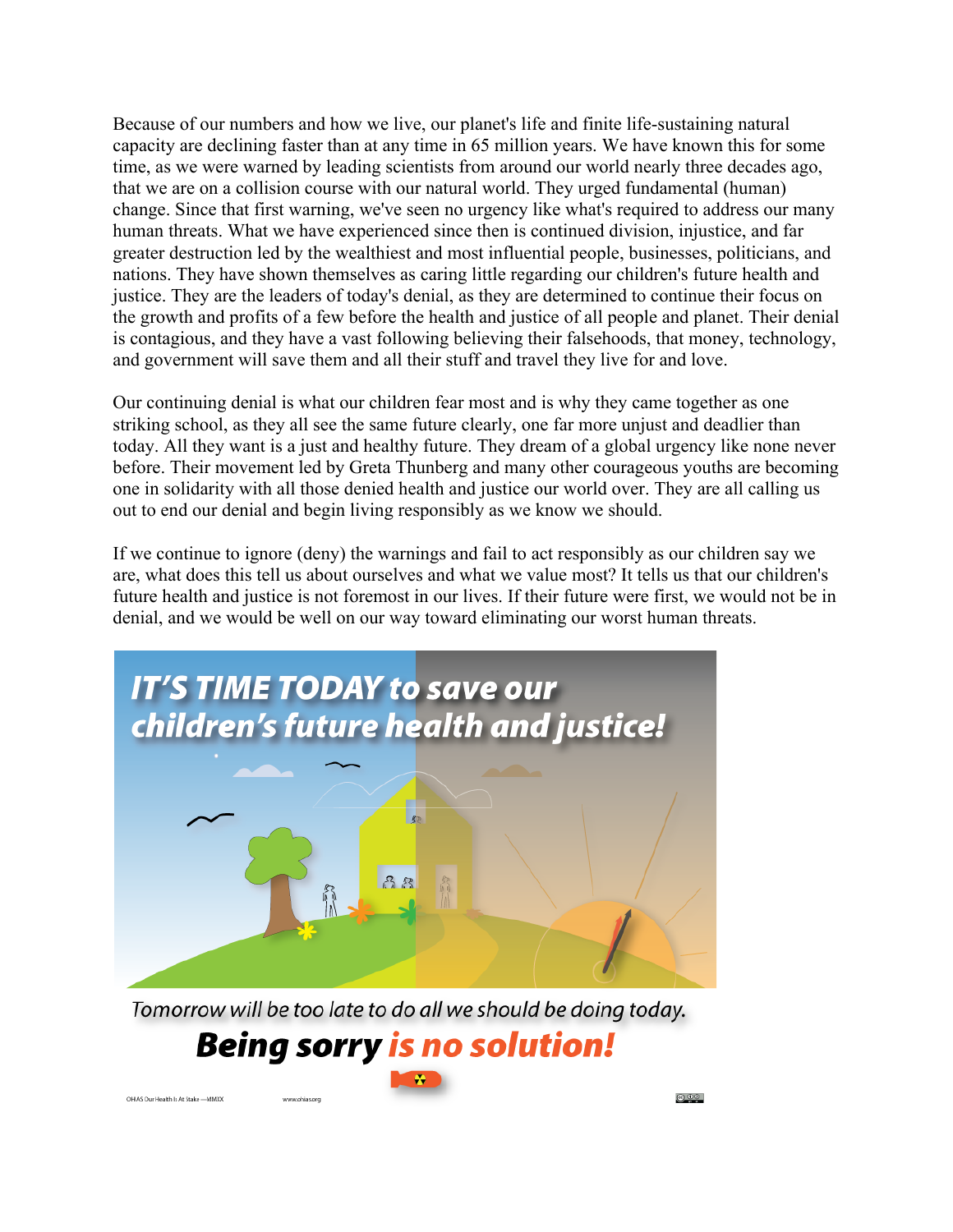Because of our numbers and how we live, our planet's life and finite life-sustaining natural capacity are declining faster than at any time in 65 million years. We have known this for some time, as we were warned by leading scientists from around our world nearly three decades ago, that we are on a collision course with our natural world. They urged fundamental (human) change. Since that first warning, we've seen no urgency like what's required to address our many human threats. What we have experienced since then is continued division, injustice, and far greater destruction led by the wealthiest and most influential people, businesses, politicians, and nations. They have shown themselves as caring little regarding our children's future health and justice. They are the leaders of today's denial, as they are determined to continue their focus on the growth and profits of a few before the health and justice of all people and planet. Their denial is contagious, and they have a vast following believing their falsehoods, that money, technology, and government will save them and all their stuff and travel they live for and love.

Our continuing denial is what our children fear most and is why they came together as one striking school, as they all see the same future clearly, one far more unjust and deadlier than today. All they want is a just and healthy future. They dream of a global urgency like none never before. Their movement led by Greta Thunberg and many other courageous youths are becoming one in solidarity with all those denied health and justice our world over. They are all calling us out to end our denial and begin living responsibly as we know we should.

If we continue to ignore (deny) the warnings and fail to act responsibly as our children say we are, what does this tell us about ourselves and what we value most? It tells us that our children's future health and justice is not foremost in our lives. If their future were first, we would not be in denial, and we would be well on our way toward eliminating our worst human threats.

***IT'S TIME TODAY to save our children's future health and justice!***

*Tomorrow will be too late to do all we should be doing today.*

***Being sorry is no solution!***

OHAS Our Health Is At Stake —MMXX www.ohias.org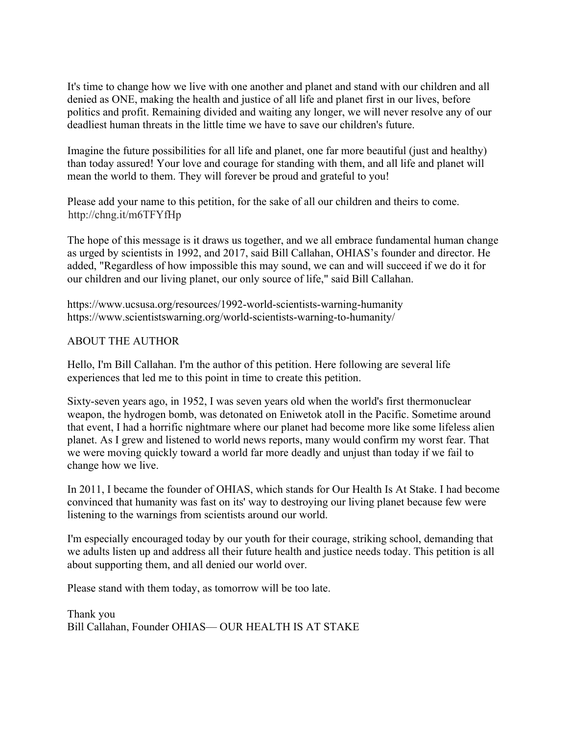It's time to change how we live with one another and planet and stand with our children and all denied as ONE, making the health and justice of all life and planet first in our lives, before politics and profit. Remaining divided and waiting any longer, we will never resolve any of our deadliest human threats in the little time we have to save our children's future.

Imagine the future possibilities for all life and planet, one far more beautiful (just and healthy) than today assured! Your love and courage for standing with them, and all life and planet will mean the world to them. They will forever be proud and grateful to you!

Please add your name to this petition, for the sake of all our children and theirs to come. http://chng.it/m6TFYfHp

The hope of this message is it draws us together, and we all embrace fundamental human change as urged by scientists in 1992, and 2017, said Bill Callahan, OHIAS's founder and director. He added, "Regardless of how impossible this may sound, we can and will succeed if we do it for our children and our living planet, our only source of life," said Bill Callahan.

https://www.ucsusa.org/resources/1992-world-scientists-warning-humanity
https://www.scientistswarning.org/world-scientists-warning-to-humanity/

ABOUT THE AUTHOR

Hello, I'm Bill Callahan. I'm the author of this petition. Here following are several life experiences that led me to this point in time to create this petition.

Sixty-seven years ago, in 1952, I was seven years old when the world's first thermonuclear weapon, the hydrogen bomb, was detonated on Eniwetok atoll in the Pacific. Sometime around that event, I had a horrific nightmare where our planet had become more like some lifeless alien planet. As I grew and listened to world news reports, many would confirm my worst fear. That we were moving quickly toward a world far more deadly and unjust than today if we fail to change how we live.

In 2011, I became the founder of OHIAS, which stands for Our Health Is At Stake. I had become convinced that humanity was fast on its' way to destroying our living planet because few were listening to the warnings from scientists around our world.

I'm especially encouraged today by our youth for their courage, striking school, demanding that we adults listen up and address all their future health and justice needs today. This petition is all about supporting them, and all denied our world over.

Please stand with them today, as tomorrow will be too late.

Thank you
Bill Callahan, Founder OHIAS— OUR HEALTH IS AT STAKE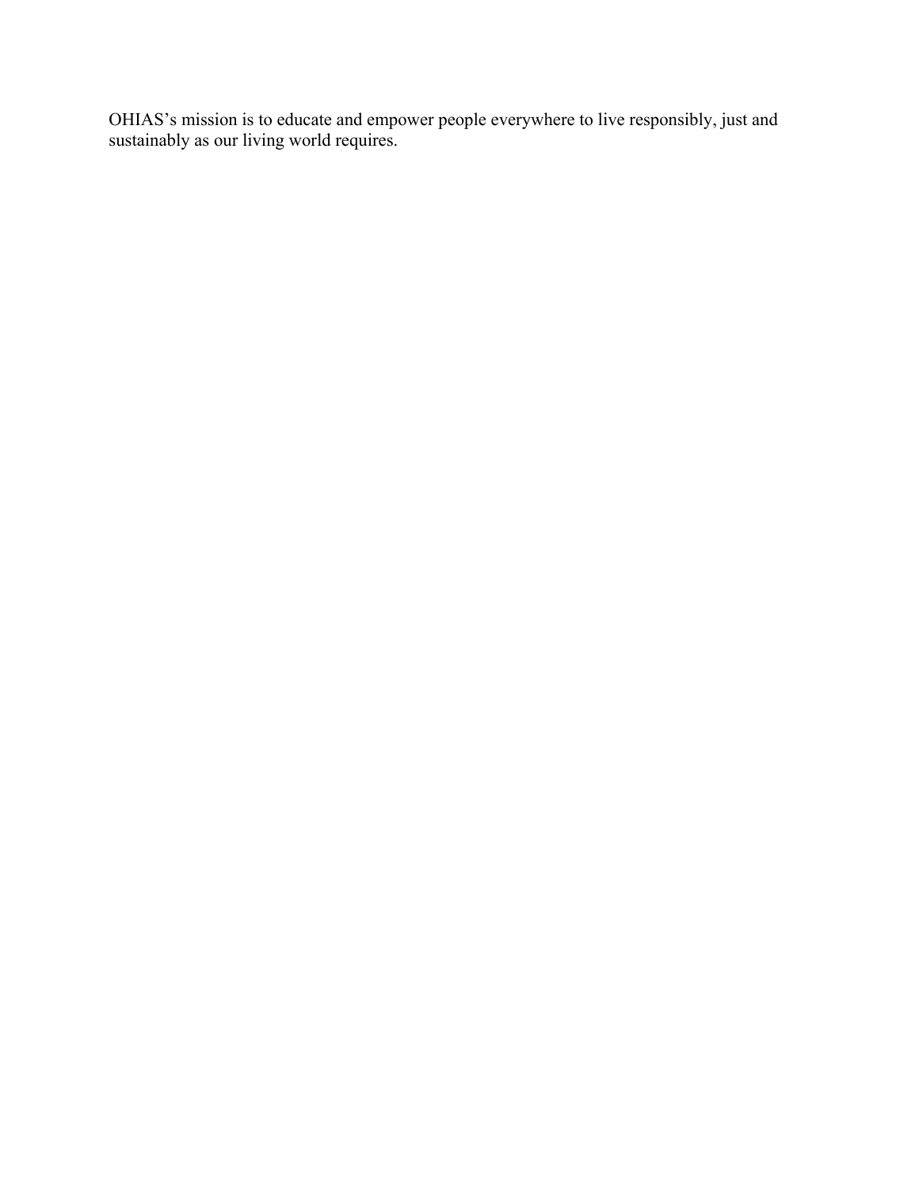OHIAS's mission is to educate and empower people everywhere to live responsibly, just and sustainably as our living world requires.